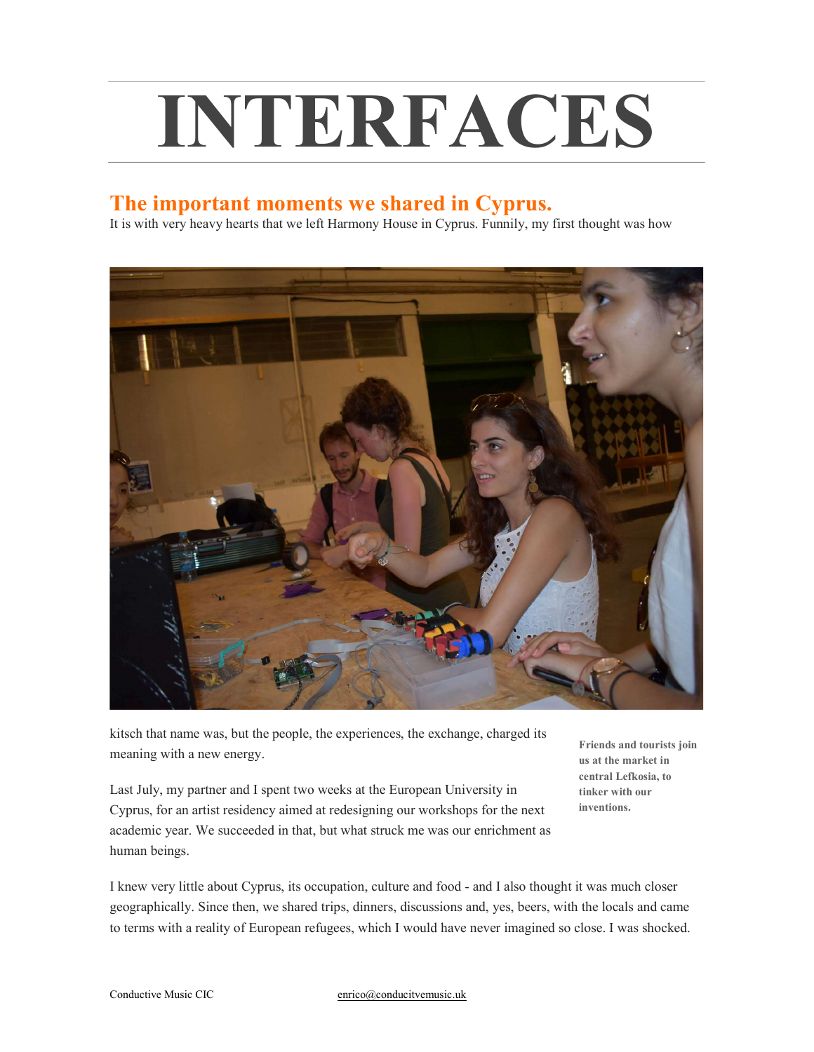# INTERFACES

## The important moments we shared in Cyprus.

It is with very heavy hearts that we left Harmony House in Cyprus. Funnily, my first thought was how kitsch that name was, but the people, the experiences, the exchange, charged its meaning with a new energy.

**Friends and tourists join us at the market in central Lefkosia, to tinker with our inventions.**

Last July, my partner and I spent two weeks at the European University in Cyprus, for an artist residency aimed at redesigning our workshops for the next academic year. We succeeded in that, but what struck me was our enrichment as human beings.

I knew very little about Cyprus, its occupation, culture and food - and I also thought it was much closer geographically. Since then, we shared trips, dinners, discussions and, yes, beers, with the locals and came to terms with a reality of European refugees, which I would have never imagined so close. I was shocked.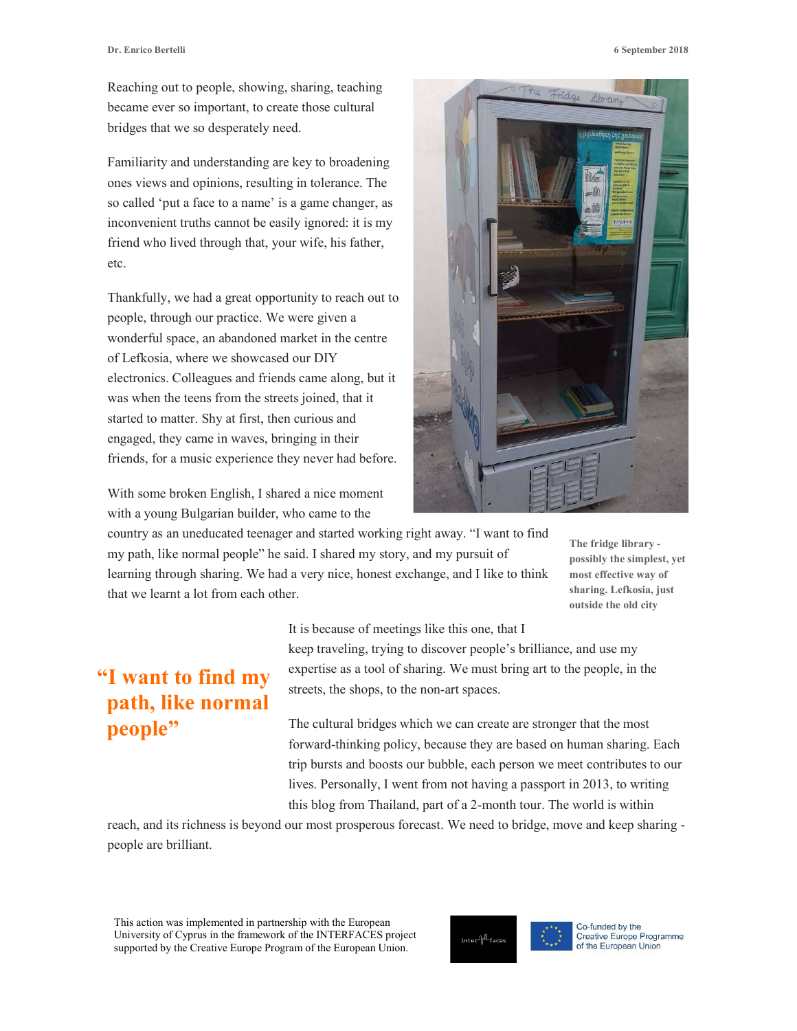Reaching out to people, showing, sharing, teaching became ever so important, to create those cultural bridges that we so desperately need.

Familiarity and understanding are key to broadening ones views and opinions, resulting in tolerance. The so called 'put a face to a name' is a game changer, as inconvenient truths cannot be easily ignored: it is my friend who lived through that, your wife, his father, etc.

Thankfully, we had a great opportunity to reach out to people, through our practice. We were given a wonderful space, an abandoned market in the centre of Lefkosia, where we showcased our DIY electronics. Colleagues and friends came along, but it was when the teens from the streets joined, that it started to matter. Shy at first, then curious and engaged, they came in waves, bringing in their friends, for a music experience they never had before.

With some broken English, I shared a nice moment with a young Bulgarian builder, who came to the country as an uneducated teenager and started working right away. "I want to find my path, like normal people" he said. I shared my story, and my pursuit of learning through sharing. We had a very nice, honest exchange, and I like to think that we learnt a lot from each other.

**The fridge library - possibly the simplest, yet most effective way of sharing. Lefkosia, just outside the old city**

**"I want to find my path, like normal people"**

It is because of meetings like this one, that I keep traveling, trying to discover people's brilliance, and use my expertise as a tool of sharing. We must bring art to the people, in the streets, the shops, to the non-art spaces.

The cultural bridges which we can create are stronger that the most forward-thinking policy, because they are based on human sharing. Each trip bursts and boosts our bubble, each person we meet contributes to our lives. Personally, I went from not having a passport in 2013, to writing this blog from Thailand, part of a 2-month tour. The world is within reach, and its richness is beyond our most prosperous forecast. We need to bridge, move and keep sharing - people are brilliant.

This action was implemented in partnership with the European University of Cyprus in the framework of the INTERFACES project supported by the Creative Europe Program of the European Union.

Co-funded by the Creative Europe Programme of the European Union